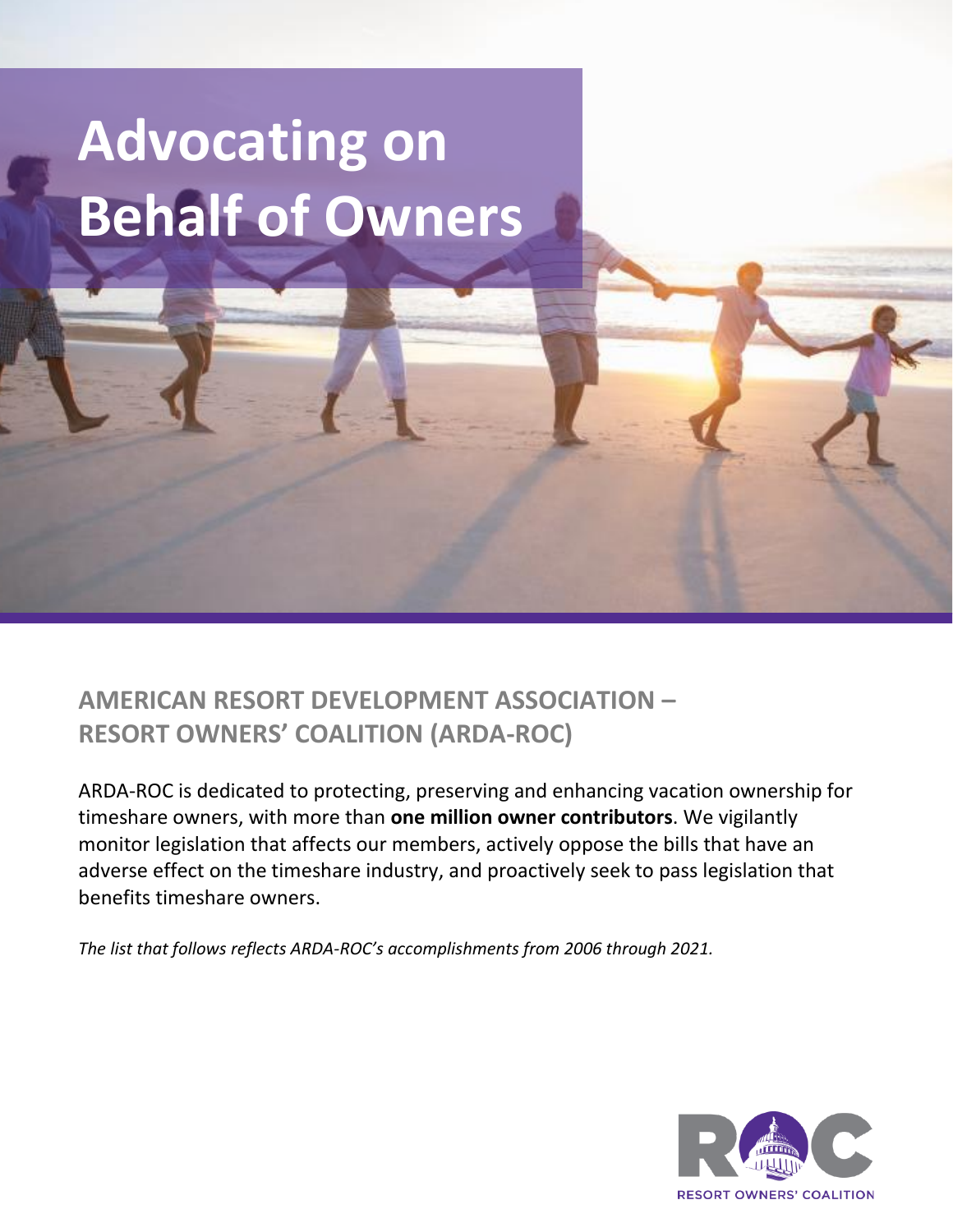# Advocating on Behalf of Owners

## AMERICAN RESORT DEVELOPMENT ASSOCIATION – RESORT OWNERS' COALITION (ARDA-ROC)

ARDA-ROC is dedicated to protecting, preserving and enhancing vacation ownership for timeshare owners, with more than **one million owner contributors**. We vigilantly monitor legislation that affects our members, actively oppose the bills that have an adverse effect on the timeshare industry, and proactively seek to pass legislation that benefits timeshare owners.

*The list that follows reflects ARDA-ROC's accomplishments from 2006 through 2021.*

RESORT OWNERS' COALITION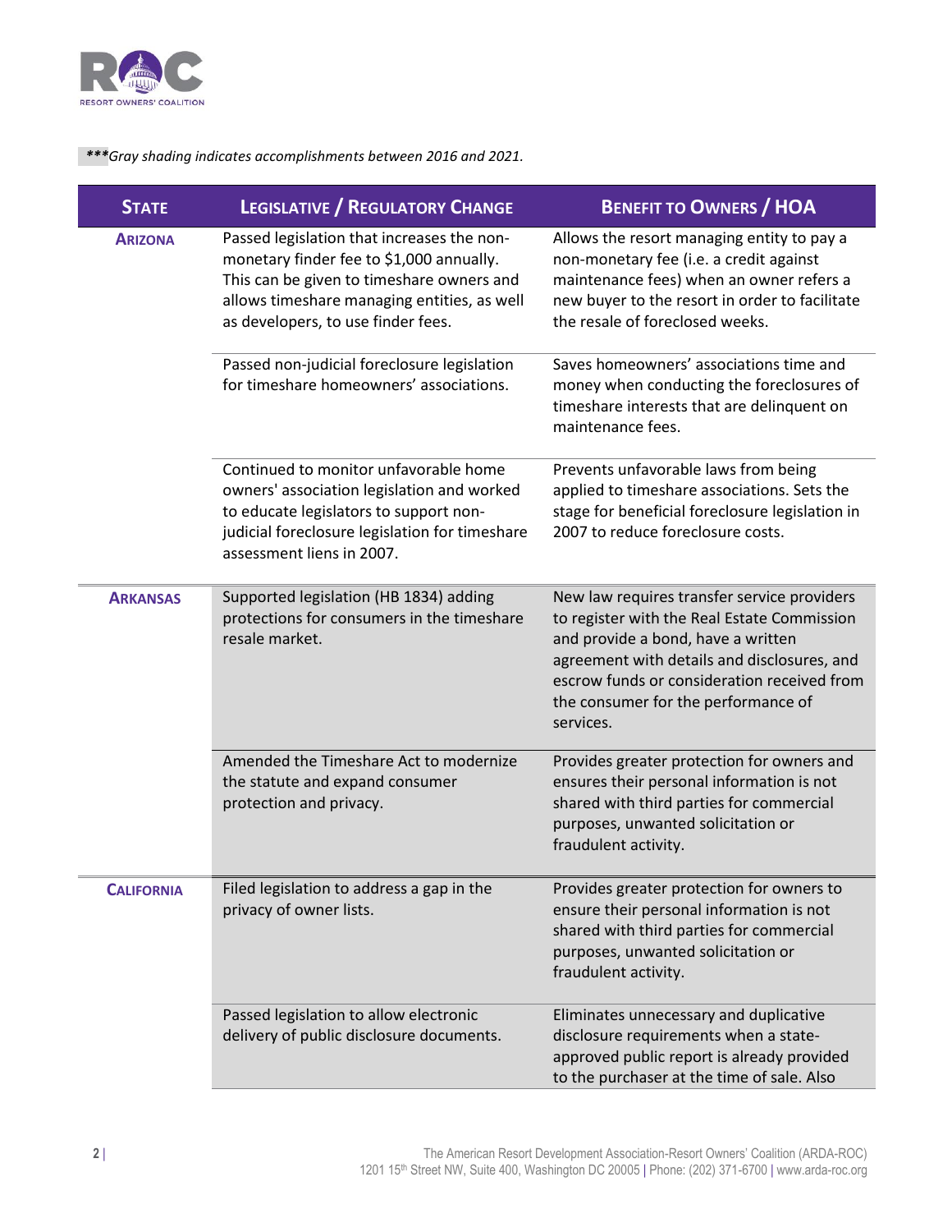***Gray shading indicates accomplishments between 2016 and 2021.

| State | Legislative / Regulatory Change | Benefit to Owners / HOA |
|---|---|---|
| **Arizona** | Passed legislation that increases the non-monetary finder fee to $1,000 annually. This can be given to timeshare owners and allows timeshare managing entities, as well as developers, to use finder fees. | Allows the resort managing entity to pay a non-monetary fee (i.e. a credit against maintenance fees) when an owner refers a new buyer to the resort in order to facilitate the resale of foreclosed weeks. |
| | Passed non-judicial foreclosure legislation for timeshare homeowners' associations. | Saves homeowners' associations time and money when conducting the foreclosures of timeshare interests that are delinquent on maintenance fees. |
| | Continued to monitor unfavorable home owners' association legislation and worked to educate legislators to support non-judicial foreclosure legislation for timeshare assessment liens in 2007. | Prevents unfavorable laws from being applied to timeshare associations. Sets the stage for beneficial foreclosure legislation in 2007 to reduce foreclosure costs. |
| **Arkansas** | Supported legislation (HB 1834) adding protections for consumers in the timeshare resale market. | New law requires transfer service providers to register with the Real Estate Commission and provide a bond, have a written agreement with details and disclosures, and escrow funds or consideration received from the consumer for the performance of services. |
| | Amended the Timeshare Act to modernize the statute and expand consumer protection and privacy. | Provides greater protection for owners and ensures their personal information is not shared with third parties for commercial purposes, unwanted solicitation or fraudulent activity. |
| **California** | Filed legislation to address a gap in the privacy of owner lists. | Provides greater protection for owners to ensure their personal information is not shared with third parties for commercial purposes, unwanted solicitation or fraudulent activity. |
| | Passed legislation to allow electronic delivery of public disclosure documents. | Eliminates unnecessary and duplicative disclosure requirements when a state-approved public report is already provided to the purchaser at the time of sale. Also |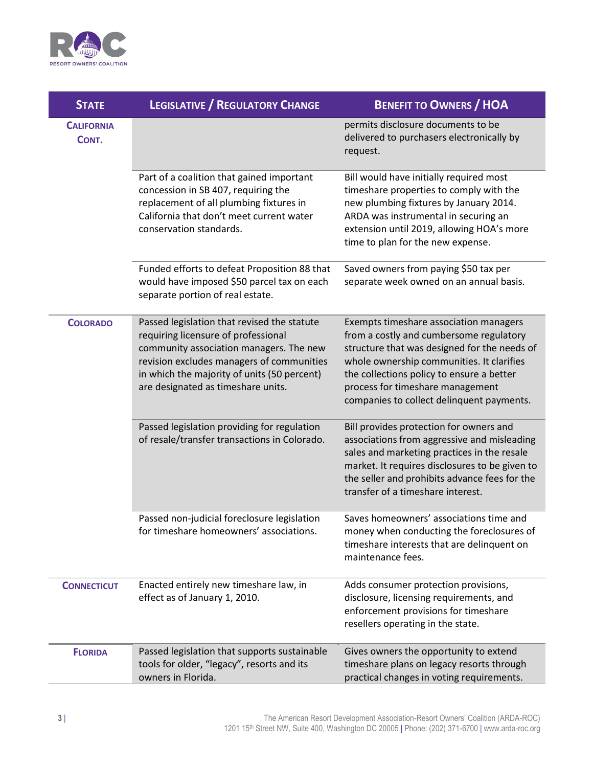| State | Legislative / Regulatory Change | Benefit to Owners / HOA |
|---|---|---|
| **California Cont.** | | permits disclosure documents to be delivered to purchasers electronically by request. |
| | Part of a coalition that gained important concession in SB 407, requiring the replacement of all plumbing fixtures in California that don't meet current water conservation standards. | Bill would have initially required most timeshare properties to comply with the new plumbing fixtures by January 2014. ARDA was instrumental in securing an extension until 2019, allowing HOA's more time to plan for the new expense. |
| | Funded efforts to defeat Proposition 88 that would have imposed $50 parcel tax on each separate portion of real estate. | Saved owners from paying $50 tax per separate week owned on an annual basis. |
| **Colorado** | Passed legislation that revised the statute requiring licensure of professional community association managers. The new revision excludes managers of communities in which the majority of units (50 percent) are designated as timeshare units. | Exempts timeshare association managers from a costly and cumbersome regulatory structure that was designed for the needs of whole ownership communities. It clarifies the collections policy to ensure a better process for timeshare management companies to collect delinquent payments. |
| | Passed legislation providing for regulation of resale/transfer transactions in Colorado. | Bill provides protection for owners and associations from aggressive and misleading sales and marketing practices in the resale market. It requires disclosures to be given to the seller and prohibits advance fees for the transfer of a timeshare interest. |
| | Passed non-judicial foreclosure legislation for timeshare homeowners' associations. | Saves homeowners' associations time and money when conducting the foreclosures of timeshare interests that are delinquent on maintenance fees. |
| **Connecticut** | Enacted entirely new timeshare law, in effect as of January 1, 2010. | Adds consumer protection provisions, disclosure, licensing requirements, and enforcement provisions for timeshare resellers operating in the state. |
| **Florida** | Passed legislation that supports sustainable tools for older, "legacy", resorts and its owners in Florida. | Gives owners the opportunity to extend timeshare plans on legacy resorts through practical changes in voting requirements. |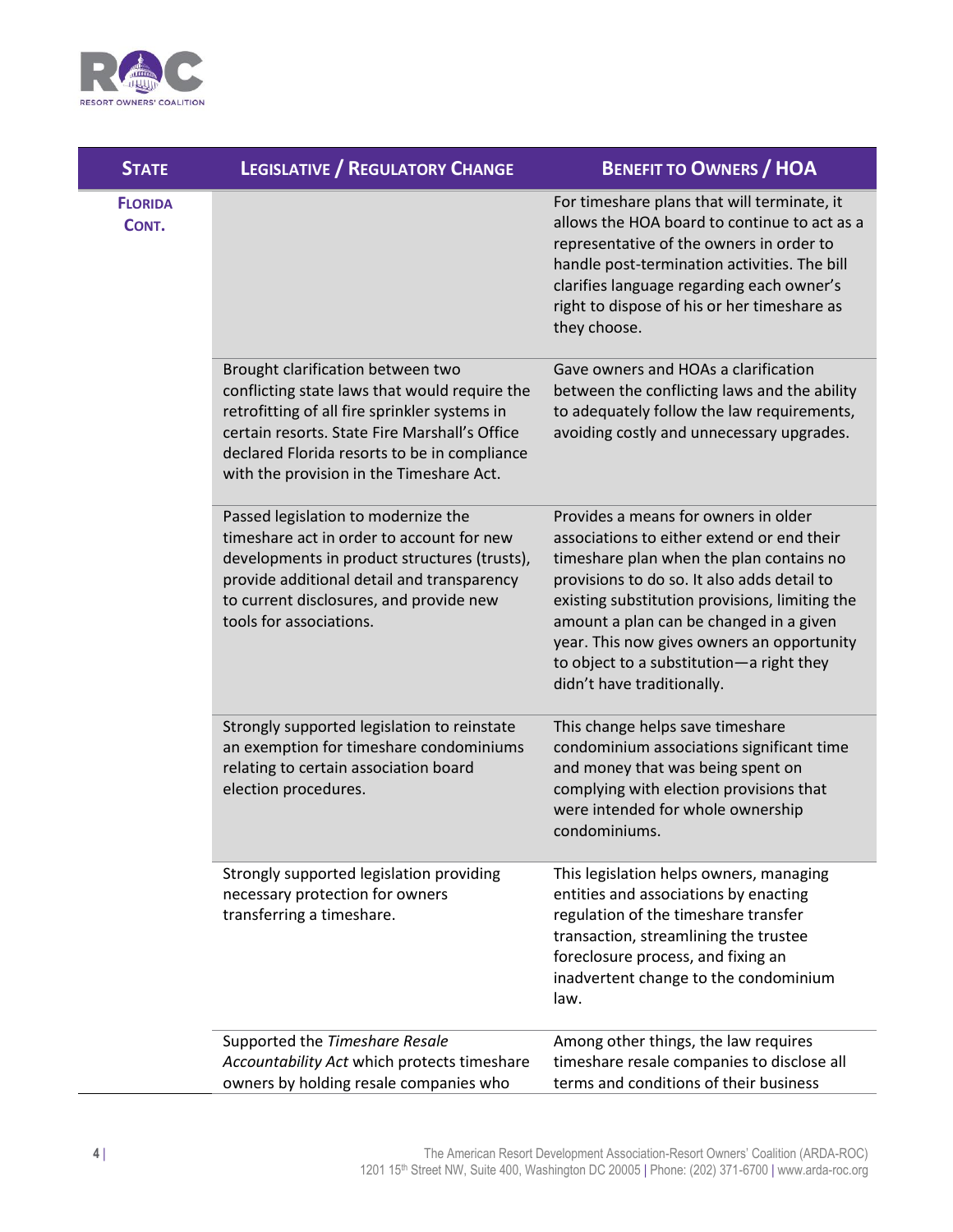| State | Legislative / Regulatory Change | Benefit to Owners / HOA |
|---|---|---|
| **Florida Cont.** | | For timeshare plans that will terminate, it allows the HOA board to continue to act as a representative of the owners in order to handle post-termination activities. The bill clarifies language regarding each owner's right to dispose of his or her timeshare as they choose. |
| | Brought clarification between two conflicting state laws that would require the retrofitting of all fire sprinkler systems in certain resorts. State Fire Marshall's Office declared Florida resorts to be in compliance with the provision in the Timeshare Act. | Gave owners and HOAs a clarification between the conflicting laws and the ability to adequately follow the law requirements, avoiding costly and unnecessary upgrades. |
| | Passed legislation to modernize the timeshare act in order to account for new developments in product structures (trusts), provide additional detail and transparency to current disclosures, and provide new tools for associations. | Provides a means for owners in older associations to either extend or end their timeshare plan when the plan contains no provisions to do so. It also adds detail to existing substitution provisions, limiting the amount a plan can be changed in a given year. This now gives owners an opportunity to object to a substitution—a right they didn't have traditionally. |
| | Strongly supported legislation to reinstate an exemption for timeshare condominiums relating to certain association board election procedures. | This change helps save timeshare condominium associations significant time and money that was being spent on complying with election provisions that were intended for whole ownership condominiums. |
| | Strongly supported legislation providing necessary protection for owners transferring a timeshare. | This legislation helps owners, managing entities and associations by enacting regulation of the timeshare transfer transaction, streamlining the trustee foreclosure process, and fixing an inadvertent change to the condominium law. |
| | Supported the *Timeshare Resale Accountability Act* which protects timeshare owners by holding resale companies who | Among other things, the law requires timeshare resale companies to disclose all terms and conditions of their business |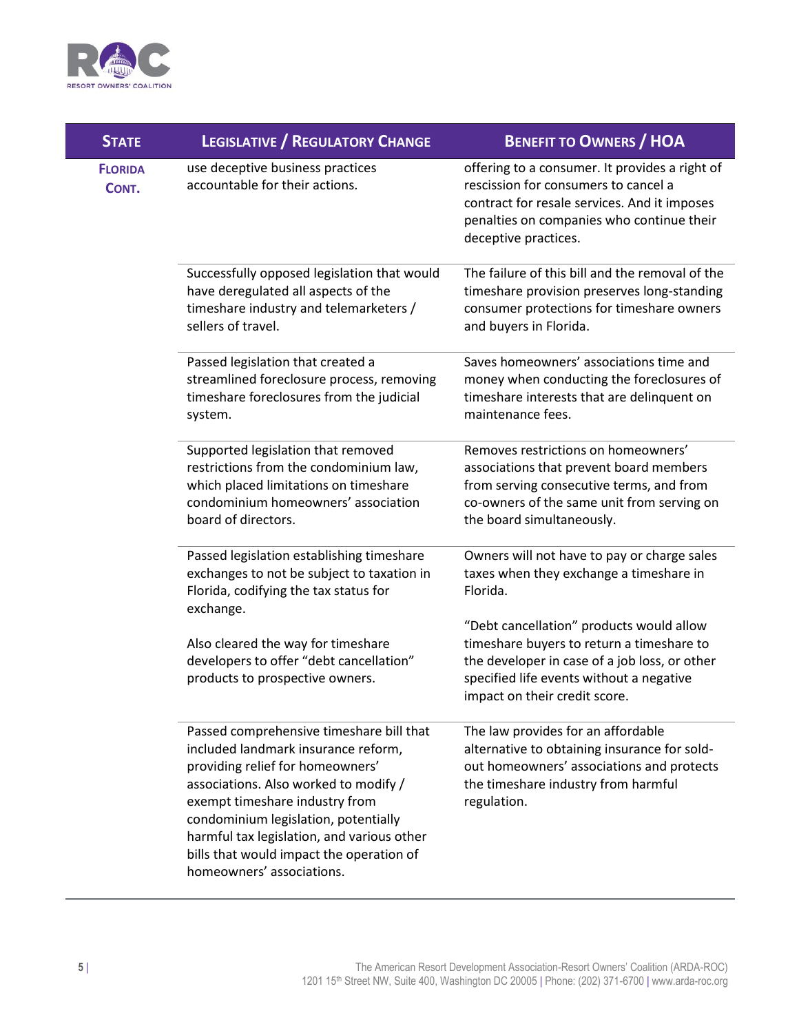| State | Legislative / Regulatory Change | Benefit to Owners / HOA |
| --- | --- | --- |
| **Florida Cont.** | use deceptive business practices accountable for their actions. | offering to a consumer. It provides a right of rescission for consumers to cancel a contract for resale services. And it imposes penalties on companies who continue their deceptive practices. |
| | Successfully opposed legislation that would have deregulated all aspects of the timeshare industry and telemarketers / sellers of travel. | The failure of this bill and the removal of the timeshare provision preserves long-standing consumer protections for timeshare owners and buyers in Florida. |
| | Passed legislation that created a streamlined foreclosure process, removing timeshare foreclosures from the judicial system. | Saves homeowners' associations time and money when conducting the foreclosures of timeshare interests that are delinquent on maintenance fees. |
| | Supported legislation that removed restrictions from the condominium law, which placed limitations on timeshare condominium homeowners' association board of directors. | Removes restrictions on homeowners' associations that prevent board members from serving consecutive terms, and from co-owners of the same unit from serving on the board simultaneously. |
| | Passed legislation establishing timeshare exchanges to not be subject to taxation in Florida, codifying the tax status for exchange.<br><br>Also cleared the way for timeshare developers to offer "debt cancellation" products to prospective owners. | Owners will not have to pay or charge sales taxes when they exchange a timeshare in Florida.<br><br>"Debt cancellation" products would allow timeshare buyers to return a timeshare to the developer in case of a job loss, or other specified life events without a negative impact on their credit score. |
| | Passed comprehensive timeshare bill that included landmark insurance reform, providing relief for homeowners' associations. Also worked to modify / exempt timeshare industry from condominium legislation, potentially harmful tax legislation, and various other bills that would impact the operation of homeowners' associations. | The law provides for an affordable alternative to obtaining insurance for sold-out homeowners' associations and protects the timeshare industry from harmful regulation. |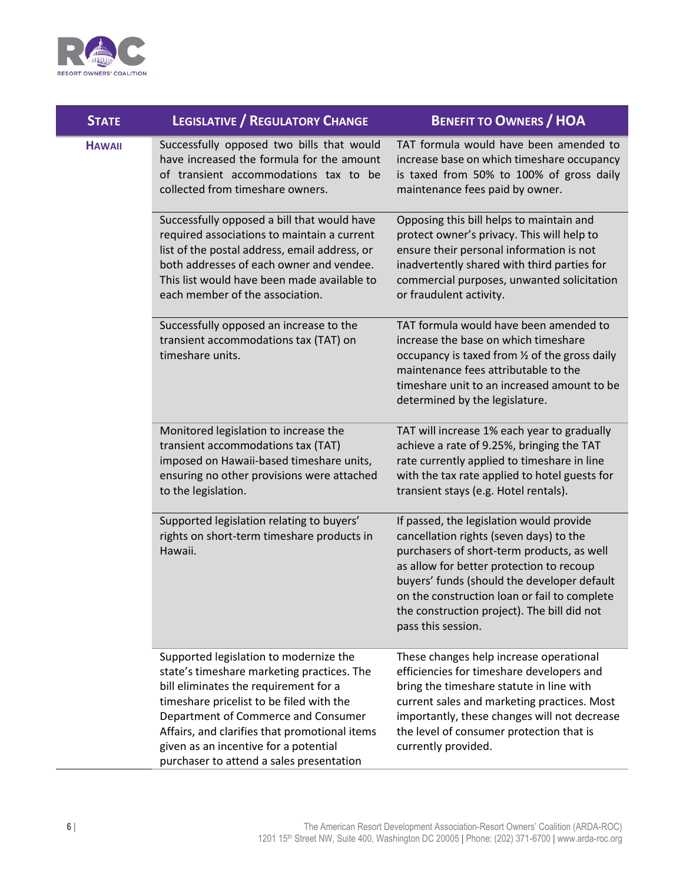| STATE | LEGISLATIVE / REGULATORY CHANGE | BENEFIT TO OWNERS / HOA |
|---|---|---|
| **HAWAII** | Successfully opposed two bills that would have increased the formula for the amount of transient accommodations tax to be collected from timeshare owners. | TAT formula would have been amended to increase base on which timeshare occupancy is taxed from 50% to 100% of gross daily maintenance fees paid by owner. |
| | Successfully opposed a bill that would have required associations to maintain a current list of the postal address, email address, or both addresses of each owner and vendee. This list would have been made available to each member of the association. | Opposing this bill helps to maintain and protect owner's privacy. This will help to ensure their personal information is not inadvertently shared with third parties for commercial purposes, unwanted solicitation or fraudulent activity. |
| | Successfully opposed an increase to the transient accommodations tax (TAT) on timeshare units. | TAT formula would have been amended to increase the base on which timeshare occupancy is taxed from ½ of the gross daily maintenance fees attributable to the timeshare unit to an increased amount to be determined by the legislature. |
| | Monitored legislation to increase the transient accommodations tax (TAT) imposed on Hawaii-based timeshare units, ensuring no other provisions were attached to the legislation. | TAT will increase 1% each year to gradually achieve a rate of 9.25%, bringing the TAT rate currently applied to timeshare in line with the tax rate applied to hotel guests for transient stays (e.g. Hotel rentals). |
| | Supported legislation relating to buyers' rights on short-term timeshare products in Hawaii. | If passed, the legislation would provide cancellation rights (seven days) to the purchasers of short-term products, as well as allow for better protection to recoup buyers' funds (should the developer default on the construction loan or fail to complete the construction project). The bill did not pass this session. |
| | Supported legislation to modernize the state's timeshare marketing practices. The bill eliminates the requirement for a timeshare pricelist to be filed with the Department of Commerce and Consumer Affairs, and clarifies that promotional items given as an incentive for a potential purchaser to attend a sales presentation | These changes help increase operational efficiencies for timeshare developers and bring the timeshare statute in line with current sales and marketing practices. Most importantly, these changes will not decrease the level of consumer protection that is currently provided. |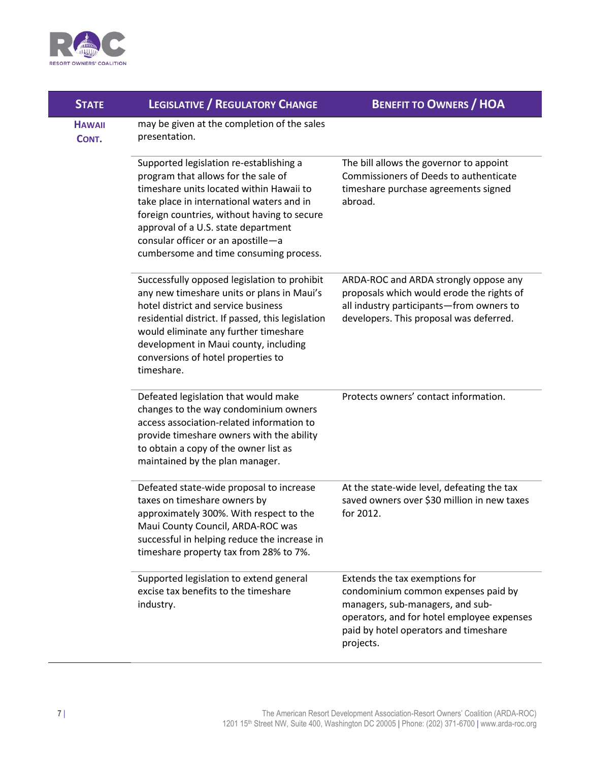| STATE | LEGISLATIVE / REGULATORY CHANGE | BENEFIT TO OWNERS / HOA |
|---|---|---|
| **HAWAII CONT.** | may be given at the completion of the sales presentation. | |
| | Supported legislation re-establishing a program that allows for the sale of timeshare units located within Hawaii to take place in international waters and in foreign countries, without having to secure approval of a U.S. state department consular officer or an apostille—a cumbersome and time consuming process. | The bill allows the governor to appoint Commissioners of Deeds to authenticate timeshare purchase agreements signed abroad. |
| | Successfully opposed legislation to prohibit any new timeshare units or plans in Maui's hotel district and service business residential district. If passed, this legislation would eliminate any further timeshare development in Maui county, including conversions of hotel properties to timeshare. | ARDA-ROC and ARDA strongly oppose any proposals which would erode the rights of all industry participants—from owners to developers. This proposal was deferred. |
| | Defeated legislation that would make changes to the way condominium owners access association-related information to provide timeshare owners with the ability to obtain a copy of the owner list as maintained by the plan manager. | Protects owners' contact information. |
| | Defeated state-wide proposal to increase taxes on timeshare owners by approximately 300%. With respect to the Maui County Council, ARDA-ROC was successful in helping reduce the increase in timeshare property tax from 28% to 7%. | At the state-wide level, defeating the tax saved owners over $30 million in new taxes for 2012. |
| | Supported legislation to extend general excise tax benefits to the timeshare industry. | Extends the tax exemptions for condominium common expenses paid by managers, sub-managers, and sub-operators, and for hotel employee expenses paid by hotel operators and timeshare projects. |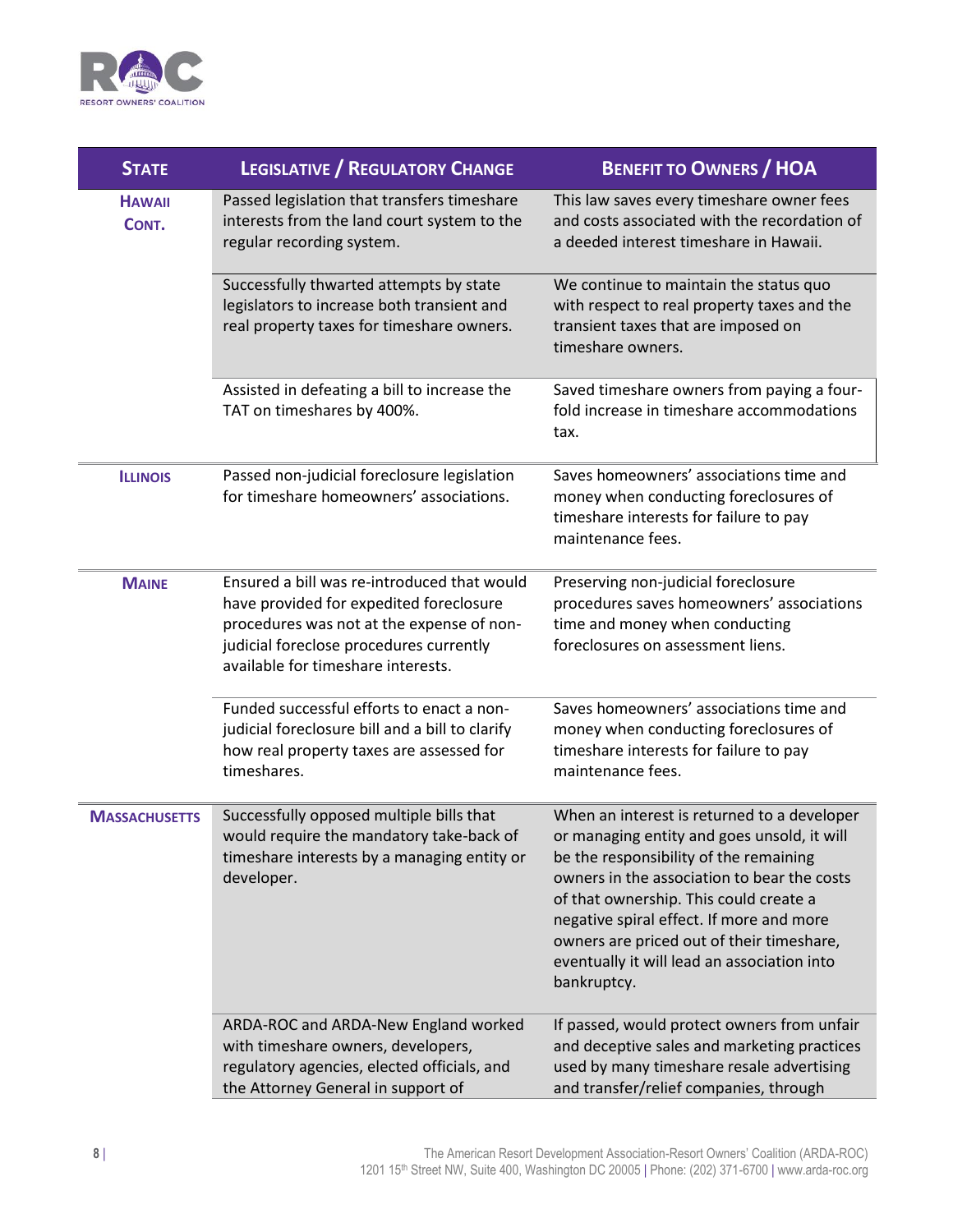| STATE | LEGISLATIVE / REGULATORY CHANGE | BENEFIT TO OWNERS / HOA |
|---|---|---|
| HAWAII CONT. | Passed legislation that transfers timeshare interests from the land court system to the regular recording system. | This law saves every timeshare owner fees and costs associated with the recordation of a deeded interest timeshare in Hawaii. |
| | Successfully thwarted attempts by state legislators to increase both transient and real property taxes for timeshare owners. | We continue to maintain the status quo with respect to real property taxes and the transient taxes that are imposed on timeshare owners. |
| | Assisted in defeating a bill to increase the TAT on timeshares by 400%. | Saved timeshare owners from paying a four-fold increase in timeshare accommodations tax. |
| ILLINOIS | Passed non-judicial foreclosure legislation for timeshare homeowners' associations. | Saves homeowners' associations time and money when conducting foreclosures of timeshare interests for failure to pay maintenance fees. |
| MAINE | Ensured a bill was re-introduced that would have provided for expedited foreclosure procedures was not at the expense of non-judicial foreclose procedures currently available for timeshare interests. | Preserving non-judicial foreclosure procedures saves homeowners' associations time and money when conducting foreclosures on assessment liens. |
| | Funded successful efforts to enact a non-judicial foreclosure bill and a bill to clarify how real property taxes are assessed for timeshares. | Saves homeowners' associations time and money when conducting foreclosures of timeshare interests for failure to pay maintenance fees. |
| MASSACHUSETTS | Successfully opposed multiple bills that would require the mandatory take-back of timeshare interests by a managing entity or developer. | When an interest is returned to a developer or managing entity and goes unsold, it will be the responsibility of the remaining owners in the association to bear the costs of that ownership. This could create a negative spiral effect. If more and more owners are priced out of their timeshare, eventually it will lead an association into bankruptcy. |
| | ARDA-ROC and ARDA-New England worked with timeshare owners, developers, regulatory agencies, elected officials, and the Attorney General in support of | If passed, would protect owners from unfair and deceptive sales and marketing practices used by many timeshare resale advertising and transfer/relief companies, through |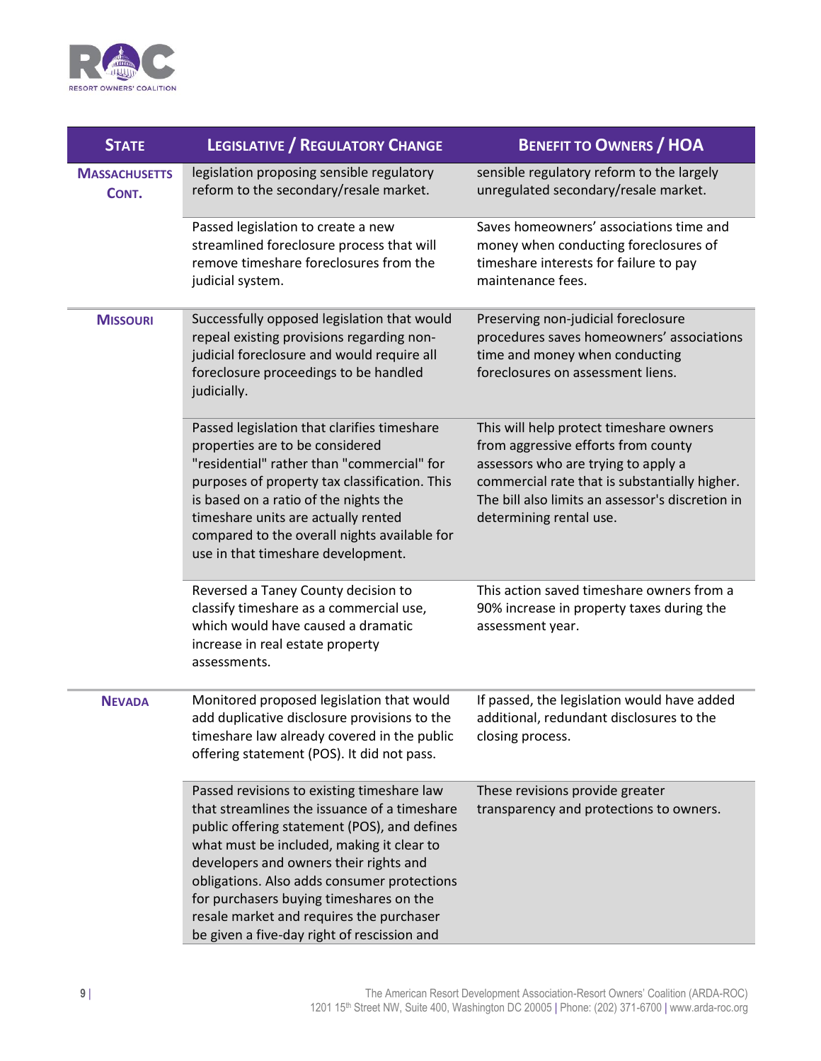| State | Legislative / Regulatory Change | Benefit to Owners / HOA |
|---|---|---|
| **Massachusetts Cont.** | legislation proposing sensible regulatory reform to the secondary/resale market. | sensible regulatory reform to the largely unregulated secondary/resale market. |
| | Passed legislation to create a new streamlined foreclosure process that will remove timeshare foreclosures from the judicial system. | Saves homeowners' associations time and money when conducting foreclosures of timeshare interests for failure to pay maintenance fees. |
| **Missouri** | Successfully opposed legislation that would repeal existing provisions regarding non-judicial foreclosure and would require all foreclosure proceedings to be handled judicially. | Preserving non-judicial foreclosure procedures saves homeowners' associations time and money when conducting foreclosures on assessment liens. |
| | Passed legislation that clarifies timeshare properties are to be considered "residential" rather than "commercial" for purposes of property tax classification. This is based on a ratio of the nights the timeshare units are actually rented compared to the overall nights available for use in that timeshare development. | This will help protect timeshare owners from aggressive efforts from county assessors who are trying to apply a commercial rate that is substantially higher. The bill also limits an assessor's discretion in determining rental use. |
| | Reversed a Taney County decision to classify timeshare as a commercial use, which would have caused a dramatic increase in real estate property assessments. | This action saved timeshare owners from a 90% increase in property taxes during the assessment year. |
| **Nevada** | Monitored proposed legislation that would add duplicative disclosure provisions to the timeshare law already covered in the public offering statement (POS). It did not pass. | If passed, the legislation would have added additional, redundant disclosures to the closing process. |
| | Passed revisions to existing timeshare law that streamlines the issuance of a timeshare public offering statement (POS), and defines what must be included, making it clear to developers and owners their rights and obligations. Also adds consumer protections for purchasers buying timeshares on the resale market and requires the purchaser be given a five-day right of rescission and | These revisions provide greater transparency and protections to owners. |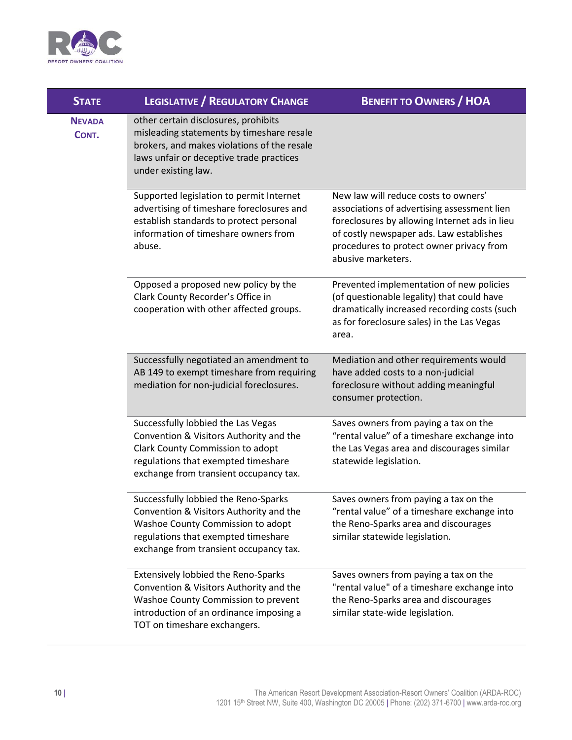| STATE | LEGISLATIVE / REGULATORY CHANGE | BENEFIT TO OWNERS / HOA |
|---|---|---|
| NEVADA CONT. | other certain disclosures, prohibits misleading statements by timeshare resale brokers, and makes violations of the resale laws unfair or deceptive trade practices under existing law. | |
| | Supported legislation to permit Internet advertising of timeshare foreclosures and establish standards to protect personal information of timeshare owners from abuse. | New law will reduce costs to owners' associations of advertising assessment lien foreclosures by allowing Internet ads in lieu of costly newspaper ads. Law establishes procedures to protect owner privacy from abusive marketers. |
| | Opposed a proposed new policy by the Clark County Recorder's Office in cooperation with other affected groups. | Prevented implementation of new policies (of questionable legality) that could have dramatically increased recording costs (such as for foreclosure sales) in the Las Vegas area. |
| | Successfully negotiated an amendment to AB 149 to exempt timeshare from requiring mediation for non-judicial foreclosures. | Mediation and other requirements would have added costs to a non-judicial foreclosure without adding meaningful consumer protection. |
| | Successfully lobbied the Las Vegas Convention & Visitors Authority and the Clark County Commission to adopt regulations that exempted timeshare exchange from transient occupancy tax. | Saves owners from paying a tax on the "rental value" of a timeshare exchange into the Las Vegas area and discourages similar statewide legislation. |
| | Successfully lobbied the Reno-Sparks Convention & Visitors Authority and the Washoe County Commission to adopt regulations that exempted timeshare exchange from transient occupancy tax. | Saves owners from paying a tax on the "rental value" of a timeshare exchange into the Reno-Sparks area and discourages similar statewide legislation. |
| | Extensively lobbied the Reno-Sparks Convention & Visitors Authority and the Washoe County Commission to prevent introduction of an ordinance imposing a TOT on timeshare exchangers. | Saves owners from paying a tax on the "rental value" of a timeshare exchange into the Reno-Sparks area and discourages similar state-wide legislation. |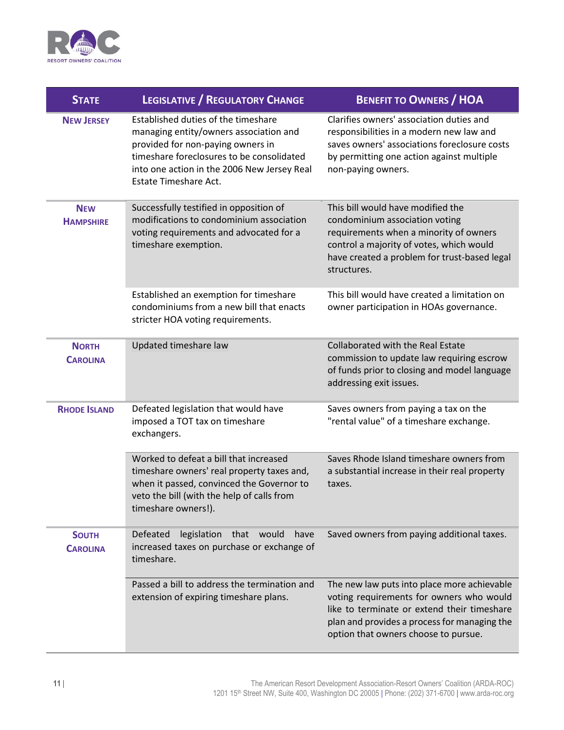| State | Legislative / Regulatory Change | Benefit to Owners / HOA |
|---|---|---|
| **New Jersey** | Established duties of the timeshare managing entity/owners association and provided for non-paying owners in timeshare foreclosures to be consolidated into one action in the 2006 New Jersey Real Estate Timeshare Act. | Clarifies owners' association duties and responsibilities in a modern new law and saves owners' associations foreclosure costs by permitting one action against multiple non-paying owners. |
| **New Hampshire** | Successfully testified in opposition of modifications to condominium association voting requirements and advocated for a timeshare exemption. | This bill would have modified the condominium association voting requirements when a minority of owners control a majority of votes, which would have created a problem for trust-based legal structures. |
| | Established an exemption for timeshare condominiums from a new bill that enacts stricter HOA voting requirements. | This bill would have created a limitation on owner participation in HOAs governance. |
| **North Carolina** | Updated timeshare law | Collaborated with the Real Estate commission to update law requiring escrow of funds prior to closing and model language addressing exit issues. |
| **Rhode Island** | Defeated legislation that would have imposed a TOT tax on timeshare exchangers. | Saves owners from paying a tax on the "rental value" of a timeshare exchange. |
| | Worked to defeat a bill that increased timeshare owners' real property taxes and, when it passed, convinced the Governor to veto the bill (with the help of calls from timeshare owners!). | Saves Rhode Island timeshare owners from a substantial increase in their real property taxes. |
| **South Carolina** | Defeated legislation that would have increased taxes on purchase or exchange of timeshare. | Saved owners from paying additional taxes. |
| | Passed a bill to address the termination and extension of expiring timeshare plans. | The new law puts into place more achievable voting requirements for owners who would like to terminate or extend their timeshare plan and provides a process for managing the option that owners choose to pursue. |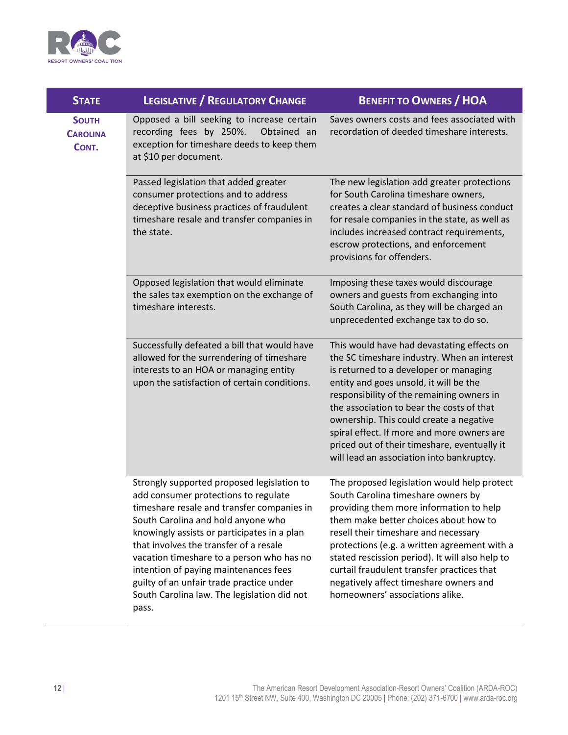| State | Legislative / Regulatory Change | Benefit to Owners / HOA |
|---|---|---|
| South Carolina Cont. | Opposed a bill seeking to increase certain recording fees by 250%. Obtained an exception for timeshare deeds to keep them at $10 per document. | Saves owners costs and fees associated with recordation of deeded timeshare interests. |
| | Passed legislation that added greater consumer protections and to address deceptive business practices of fraudulent timeshare resale and transfer companies in the state. | The new legislation add greater protections for South Carolina timeshare owners, creates a clear standard of business conduct for resale companies in the state, as well as includes increased contract requirements, escrow protections, and enforcement provisions for offenders. |
| | Opposed legislation that would eliminate the sales tax exemption on the exchange of timeshare interests. | Imposing these taxes would discourage owners and guests from exchanging into South Carolina, as they will be charged an unprecedented exchange tax to do so. |
| | Successfully defeated a bill that would have allowed for the surrendering of timeshare interests to an HOA or managing entity upon the satisfaction of certain conditions. | This would have had devastating effects on the SC timeshare industry. When an interest is returned to a developer or managing entity and goes unsold, it will be the responsibility of the remaining owners in the association to bear the costs of that ownership. This could create a negative spiral effect. If more and more owners are priced out of their timeshare, eventually it will lead an association into bankruptcy. |
| | Strongly supported proposed legislation to add consumer protections to regulate timeshare resale and transfer companies in South Carolina and hold anyone who knowingly assists or participates in a plan that involves the transfer of a resale vacation timeshare to a person who has no intention of paying maintenances fees guilty of an unfair trade practice under South Carolina law. The legislation did not pass. | The proposed legislation would help protect South Carolina timeshare owners by providing them more information to help them make better choices about how to resell their timeshare and necessary protections (e.g. a written agreement with a stated rescission period). It will also help to curtail fraudulent transfer practices that negatively affect timeshare owners and homeowners' associations alike. |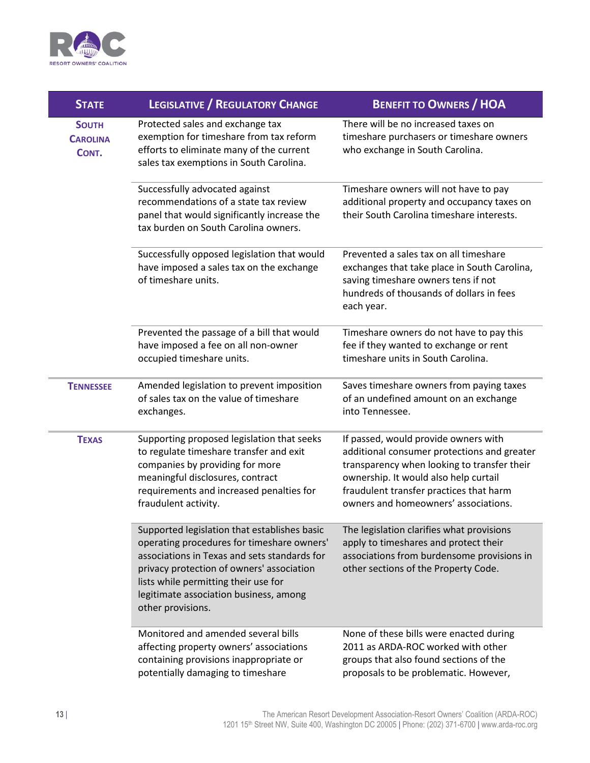| State | Legislative / Regulatory Change | Benefit to Owners / HOA |
|---|---|---|
| South Carolina Cont. | Protected sales and exchange tax exemption for timeshare from tax reform efforts to eliminate many of the current sales tax exemptions in South Carolina. | There will be no increased taxes on timeshare purchasers or timeshare owners who exchange in South Carolina. |
| | Successfully advocated against recommendations of a state tax review panel that would significantly increase the tax burden on South Carolina owners. | Timeshare owners will not have to pay additional property and occupancy taxes on their South Carolina timeshare interests. |
| | Successfully opposed legislation that would have imposed a sales tax on the exchange of timeshare units. | Prevented a sales tax on all timeshare exchanges that take place in South Carolina, saving timeshare owners tens if not hundreds of thousands of dollars in fees each year. |
| | Prevented the passage of a bill that would have imposed a fee on all non-owner occupied timeshare units. | Timeshare owners do not have to pay this fee if they wanted to exchange or rent timeshare units in South Carolina. |
| Tennessee | Amended legislation to prevent imposition of sales tax on the value of timeshare exchanges. | Saves timeshare owners from paying taxes of an undefined amount on an exchange into Tennessee. |
| Texas | Supporting proposed legislation that seeks to regulate timeshare transfer and exit companies by providing for more meaningful disclosures, contract requirements and increased penalties for fraudulent activity. | If passed, would provide owners with additional consumer protections and greater transparency when looking to transfer their ownership. It would also help curtail fraudulent transfer practices that harm owners and homeowners' associations. |
| | Supported legislation that establishes basic operating procedures for timeshare owners' associations in Texas and sets standards for privacy protection of owners' association lists while permitting their use for legitimate association business, among other provisions. | The legislation clarifies what provisions apply to timeshares and protect their associations from burdensome provisions in other sections of the Property Code. |
| | Monitored and amended several bills affecting property owners' associations containing provisions inappropriate or potentially damaging to timeshare | None of these bills were enacted during 2011 as ARDA-ROC worked with other groups that also found sections of the proposals to be problematic. However, |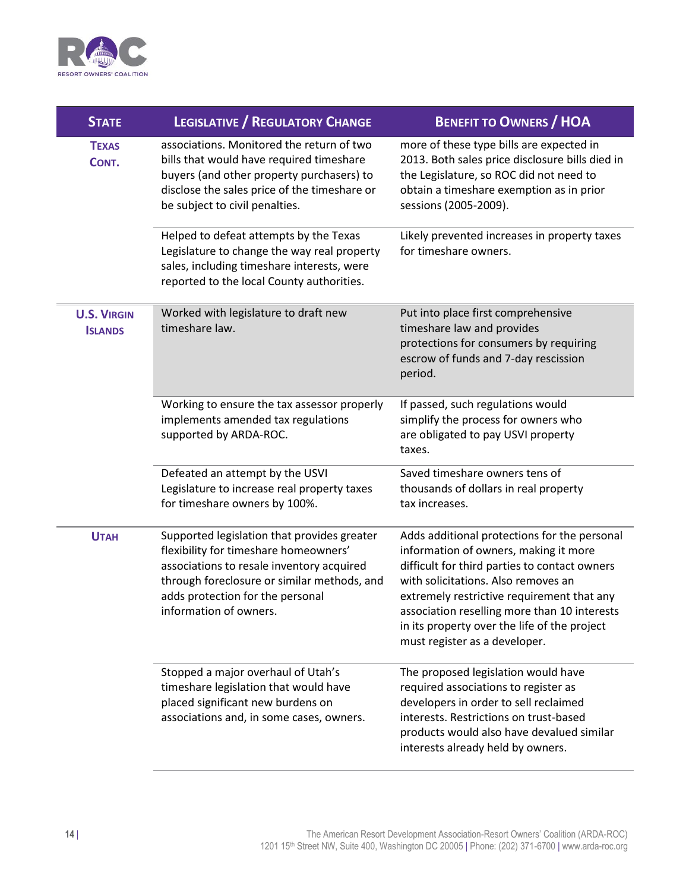| State | Legislative / Regulatory Change | Benefit to Owners / HOA |
|---|---|---|
| Texas Cont. | associations. Monitored the return of two bills that would have required timeshare buyers (and other property purchasers) to disclose the sales price of the timeshare or be subject to civil penalties. | more of these type bills are expected in 2013. Both sales price disclosure bills died in the Legislature, so ROC did not need to obtain a timeshare exemption as in prior sessions (2005-2009). |
| | Helped to defeat attempts by the Texas Legislature to change the way real property sales, including timeshare interests, were reported to the local County authorities. | Likely prevented increases in property taxes for timeshare owners. |
| U.S. Virgin Islands | Worked with legislature to draft new timeshare law. | Put into place first comprehensive timeshare law and provides protections for consumers by requiring escrow of funds and 7-day rescission period. |
| | Working to ensure the tax assessor properly implements amended tax regulations supported by ARDA-ROC. | If passed, such regulations would simplify the process for owners who are obligated to pay USVI property taxes. |
| | Defeated an attempt by the USVI Legislature to increase real property taxes for timeshare owners by 100%. | Saved timeshare owners tens of thousands of dollars in real property tax increases. |
| Utah | Supported legislation that provides greater flexibility for timeshare homeowners' associations to resale inventory acquired through foreclosure or similar methods, and adds protection for the personal information of owners. | Adds additional protections for the personal information of owners, making it more difficult for third parties to contact owners with solicitations. Also removes an extremely restrictive requirement that any association reselling more than 10 interests in its property over the life of the project must register as a developer. |
| | Stopped a major overhaul of Utah's timeshare legislation that would have placed significant new burdens on associations and, in some cases, owners. | The proposed legislation would have required associations to register as developers in order to sell reclaimed interests. Restrictions on trust-based products would also have devalued similar interests already held by owners. |

The American Resort Development Association-Resort Owners' Coalition (ARDA-ROC)
1201 15th Street NW, Suite 400, Washington DC 20005 | Phone: (202) 371-6700 | www.arda-roc.org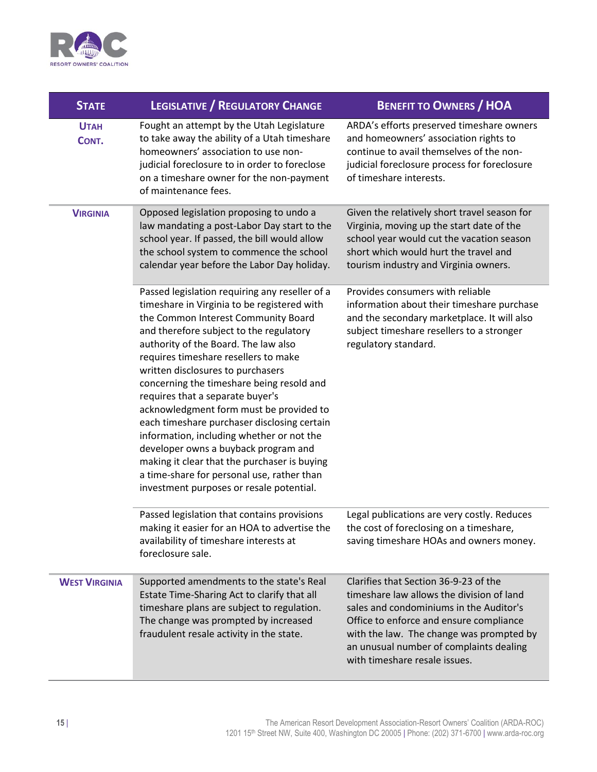| State | Legislative / Regulatory Change | Benefit to Owners / HOA |
|---|---|---|
| Utah Cont. | Fought an attempt by the Utah Legislature to take away the ability of a Utah timeshare homeowners' association to use non-judicial foreclosure to in order to foreclose on a timeshare owner for the non-payment of maintenance fees. | ARDA's efforts preserved timeshare owners and homeowners' association rights to continue to avail themselves of the non-judicial foreclosure process for foreclosure of timeshare interests. |
| Virginia | Opposed legislation proposing to undo a law mandating a post-Labor Day start to the school year. If passed, the bill would allow the school system to commence the school calendar year before the Labor Day holiday. | Given the relatively short travel season for Virginia, moving up the start date of the school year would cut the vacation season short which would hurt the travel and tourism industry and Virginia owners. |
| | Passed legislation requiring any reseller of a timeshare in Virginia to be registered with the Common Interest Community Board and therefore subject to the regulatory authority of the Board. The law also requires timeshare resellers to make written disclosures to purchasers concerning the timeshare being resold and requires that a separate buyer's acknowledgment form must be provided to each timeshare purchaser disclosing certain information, including whether or not the developer owns a buyback program and making it clear that the purchaser is buying a time-share for personal use, rather than investment purposes or resale potential. | Provides consumers with reliable information about their timeshare purchase and the secondary marketplace. It will also subject timeshare resellers to a stronger regulatory standard. |
| | Passed legislation that contains provisions making it easier for an HOA to advertise the availability of timeshare interests at foreclosure sale. | Legal publications are very costly. Reduces the cost of foreclosing on a timeshare, saving timeshare HOAs and owners money. |
| West Virginia | Supported amendments to the state's Real Estate Time-Sharing Act to clarify that all timeshare plans are subject to regulation. The change was prompted by increased fraudulent resale activity in the state. | Clarifies that Section 36-9-23 of the timeshare law allows the division of land sales and condominiums in the Auditor's Office to enforce and ensure compliance with the law. The change was prompted by an unusual number of complaints dealing with timeshare resale issues. |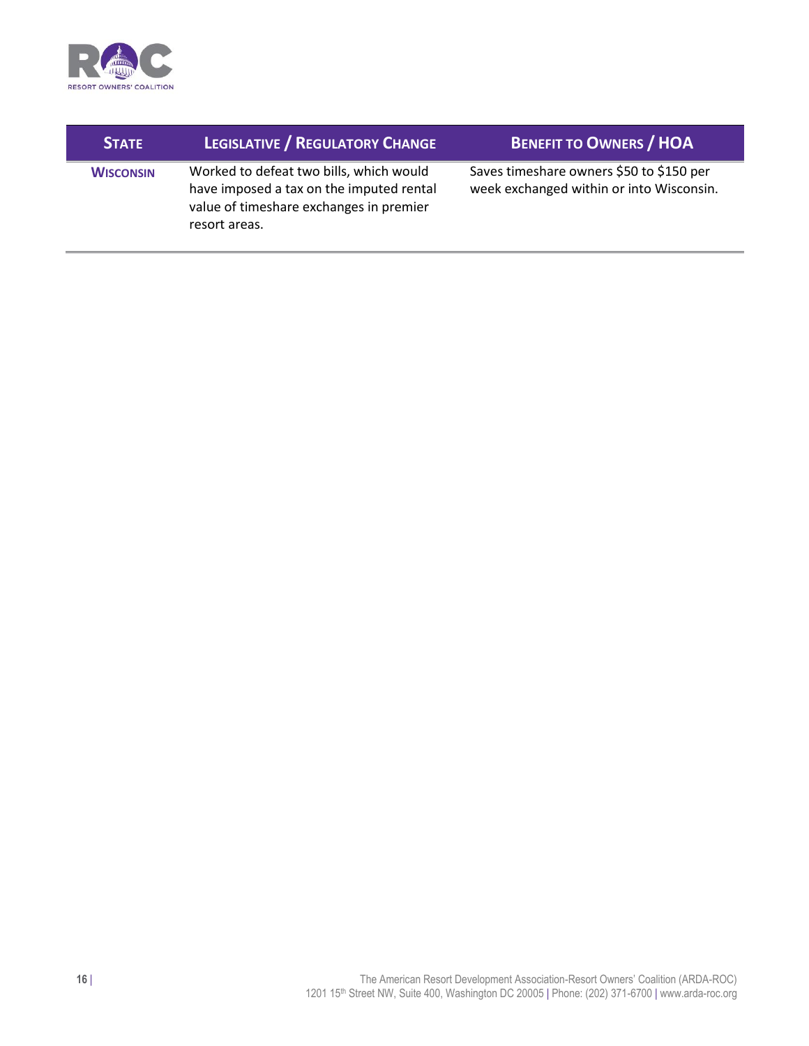| State | Legislative / Regulatory Change | Benefit to Owners / HOA |
|---|---|---|
| **Wisconsin** | Worked to defeat two bills, which would have imposed a tax on the imputed rental value of timeshare exchanges in premier resort areas. | Saves timeshare owners $50 to $150 per week exchanged within or into Wisconsin. |